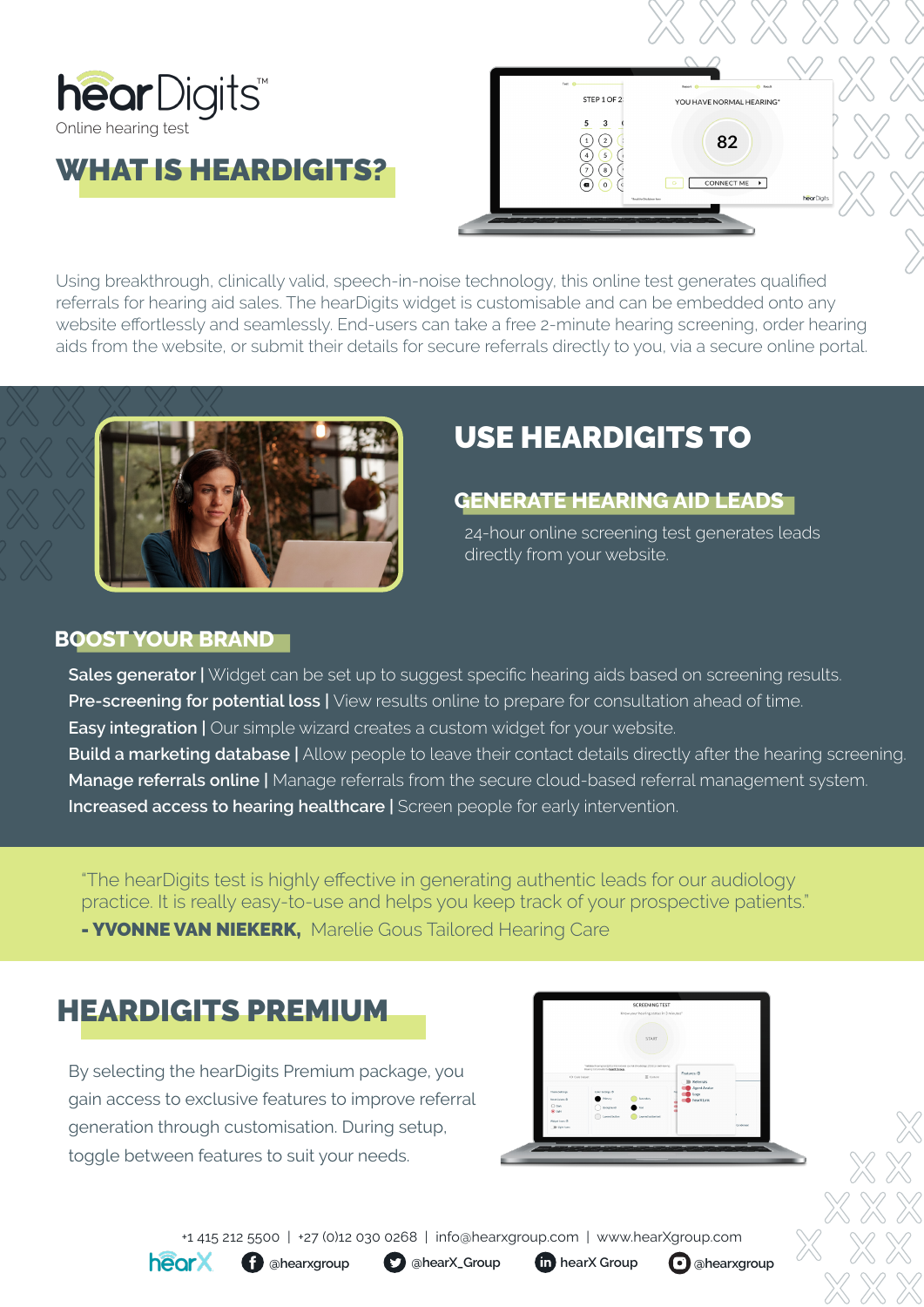hearDigits™
Online hearing test

# WHAT IS HEARDIGITS?

Using breakthrough, clinically valid, speech-in-noise technology, this online test generates qualified referrals for hearing aid sales. The hearDigits widget is customisable and can be embedded onto any website effortlessly and seamlessly. End-users can take a free 2-minute hearing screening, order hearing aids from the website, or submit their details for secure referrals directly to you, via a secure online portal.

# USE HEARDIGITS TO

## GENERATE HEARING AID LEADS

24-hour online screening test generates leads directly from your website.

## BOOST YOUR BRAND

**Sales generator |** Widget can be set up to suggest specific hearing aids based on screening results.
**Pre-screening for potential loss |** View results online to prepare for consultation ahead of time.
**Easy integration |** Our simple wizard creates a custom widget for your website.
**Build a marketing database |** Allow people to leave their contact details directly after the hearing screening.
**Manage referrals online |** Manage referrals from the secure cloud-based referral management system.
**Increased access to hearing healthcare |** Screen people for early intervention.

"The hearDigits test is highly effective in generating authentic leads for our audiology practice. It is really easy-to-use and helps you keep track of your prospective patients."
**- YVONNE VAN NIEKERK,** Marelie Gous Tailored Hearing Care

# HEARDIGITS PREMIUM

By selecting the hearDigits Premium package, you gain access to exclusive features to improve referral generation through customisation. During setup, toggle between features to suit your needs.

+1 415 212 5500 | +27 (0)12 030 0268 | info@hearxgroup.com | www.hearXgroup.com

hearX | @hearxgroup | @hearX_Group | hearX Group | @hearxgroup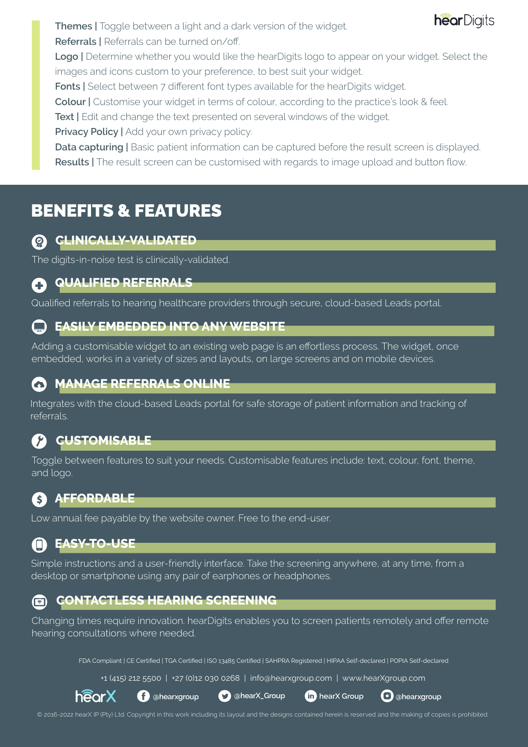**Themes |** Toggle between a light and a dark version of the widget.
**Referrals |** Referrals can be turned on/off.
**Logo |** Determine whether you would like the hearDigits logo to appear on your widget. Select the images and icons custom to your preference, to best suit your widget.
**Fonts |** Select between 7 different font types available for the hearDigits widget.
**Colour |** Customise your widget in terms of colour, according to the practice's look & feel.
**Text |** Edit and change the text presented on several windows of the widget.
**Privacy Policy |** Add your own privacy policy.
**Data capturing |** Basic patient information can be captured before the result screen is displayed.
**Results |** The result screen can be customised with regards to image upload and button flow.

# BENEFITS & FEATURES

## CLINICALLY-VALIDATED

The digits-in-noise test is clinically-validated.

## QUALIFIED REFERRALS

Qualified referrals to hearing healthcare providers through secure, cloud-based Leads portal.

## EASILY EMBEDDED INTO ANY WEBSITE

Adding a customisable widget to an existing web page is an effortless process. The widget, once embedded, works in a variety of sizes and layouts, on large screens and on mobile devices.

## MANAGE REFERRALS ONLINE

Integrates with the cloud-based Leads portal for safe storage of patient information and tracking of referrals.

## CUSTOMISABLE

Toggle between features to suit your needs. Customisable features include: text, colour, font, theme, and logo.

## AFFORDABLE

Low annual fee payable by the website owner. Free to the end-user.

## EASY-TO-USE

Simple instructions and a user-friendly interface. Take the screening anywhere, at any time, from a desktop or smartphone using any pair of earphones or headphones.

## CONTACTLESS HEARING SCREENING

Changing times require innovation. hearDigits enables you to screen patients remotely and offer remote hearing consultations where needed.

FDA Compliant | CE Certified | TGA Certified | ISO 13485 Certified | SAHPRA Registered | HIPAA Self-declared | POPIA Self-declared

+1 (415) 212 5500 | +27 (0)12 030 0268 | info@hearxgroup.com | www.hearXgroup.com

hearX @hearxgroup @hearX_Group hearX Group @hearxgroup

© 2016-2022 hearX IP (Pty) Ltd. Copyright in this work including its layout and the designs contained herein is reserved and the making of copies is prohibited.